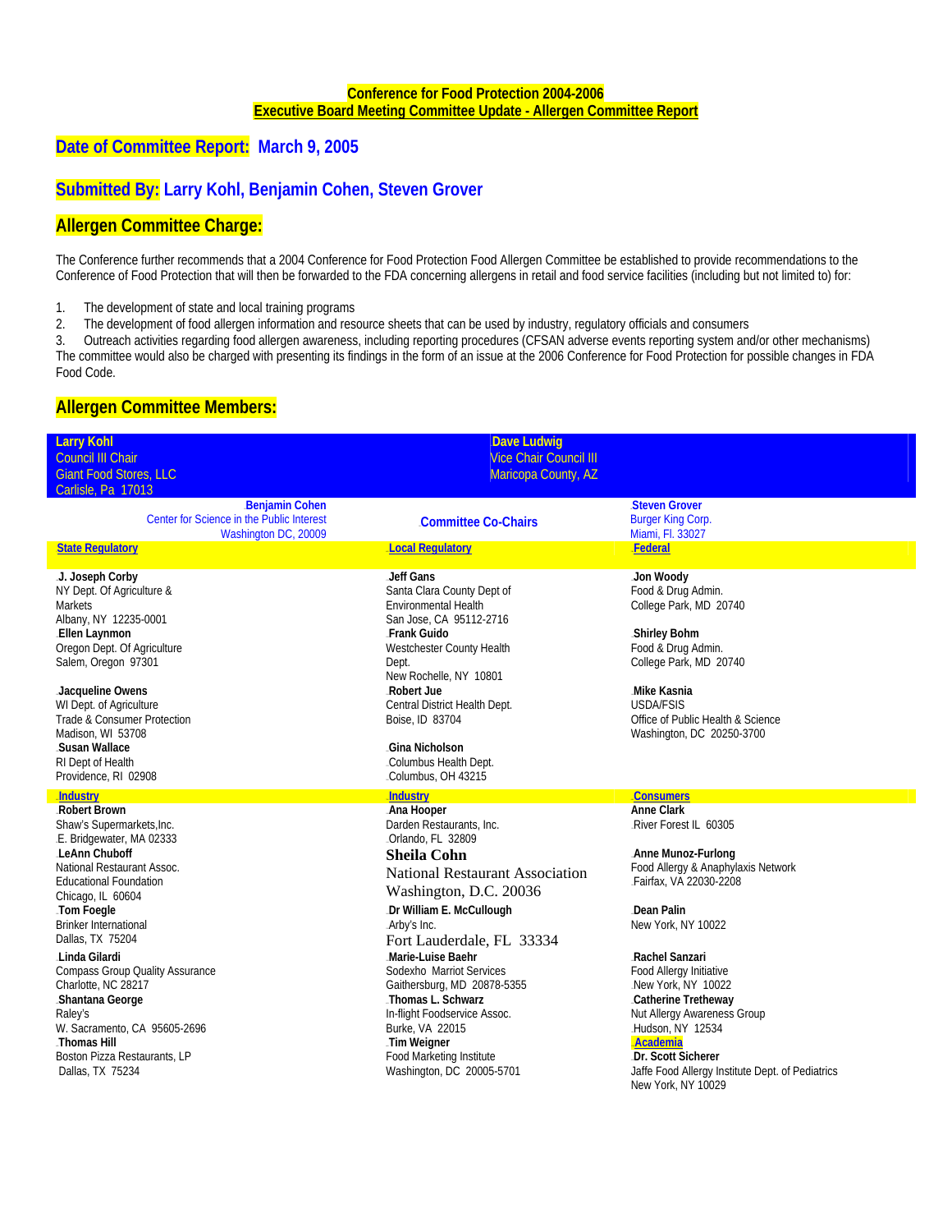**Conference for Food Protection 2004-2006**
**Executive Board Meeting Committee Update - Allergen Committee Report**

## Date of Committee Report: March 9, 2005

## Submitted By: Larry Kohl, Benjamin Cohen, Steven Grover

## Allergen Committee Charge:

The Conference further recommends that a 2004 Conference for Food Protection Food Allergen Committee be established to provide recommendations to the Conference of Food Protection that will then be forwarded to the FDA concerning allergens in retail and food service facilities (including but not limited to) for:

1. The development of state and local training programs
2. The development of food allergen information and resource sheets that can be used by industry, regulatory officials and consumers
3. Outreach activities regarding food allergen awareness, including reporting procedures (CFSAN adverse events reporting system and/or other mechanisms)

The committee would also be charged with presenting its findings in the form of an issue at the 2006 Conference for Food Protection for possible changes in FDA Food Code.

## Allergen Committee Members:

**Larry Kohl**
Council III Chair
Giant Food Stores, LLC
Carlisle, Pa 17013

**Dave Ludwig**
Vice Chair Council III
Maricopa County, AZ

**Committee Co-Chairs**

**Benjamin Cohen**
Center for Science in the Public Interest
Washington DC, 20009

**Steven Grover**
Burger King Corp.
Miami, Fl. 33027

### State Regulatory

**J. Joseph Corby**
NY Dept. Of Agriculture & Markets
Albany, NY 12235-0001

**Ellen Laynmon**
Oregon Dept. Of Agriculture
Salem, Oregon 97301

**Jacqueline Owens**
WI Dept. of Agriculture
Trade & Consumer Protection
Madison, WI 53708

**Susan Wallace**
RI Dept of Health
Providence, RI 02908

### Local Regulatory

**Jeff Gans**
Santa Clara County Dept of Environmental Health
San Jose, CA 95112-2716

**Frank Guido**
Westchester County Health Dept.
New Rochelle, NY 10801

**Robert Jue**
Central District Health Dept.
Boise, ID 83704

**Gina Nicholson**
Columbus Health Dept.
Columbus, OH 43215

### Federal

**Jon Woody**
Food & Drug Admin.
College Park, MD 20740

**Shirley Bohm**
Food & Drug Admin.
College Park, MD 20740

**Mike Kasnia**
USDA/FSIS
Office of Public Health & Science
Washington, DC 20250-3700

### Industry

**Robert Brown**
Shaw's Supermarkets,Inc.
E. Bridgewater, MA 02333

**LeAnn Chuboff**
National Restaurant Assoc. Educational Foundation
Chicago, IL 60604

**Tom Foegle**
Brinker International
Dallas, TX 75204

**Linda Gilardi**
Compass Group Quality Assurance
Charlotte, NC 28217

**Shantana George**
Raley's
W. Sacramento, CA 95605-2696

**Thomas Hill**
Boston Pizza Restaurants, LP
Dallas, TX 75234

### Industry

**Ana Hooper**
Darden Restaurants, Inc.
Orlando, FL 32809

**Sheila Cohn**
National Restaurant Association
Washington, D.C. 20036

**Dr William E. McCullough**
Arby's Inc.
Fort Lauderdale, FL 33334

**Marie-Luise Baehr**
Sodexho Marriot Services
Gaithersburg, MD 20878-5355

**Thomas L. Schwarz**
In-flight Foodservice Assoc.
Burke, VA 22015

**Tim Weigner**
Food Marketing Institute
Washington, DC 20005-5701

### Consumers

**Anne Clark**
River Forest IL 60305

**Anne Munoz-Furlong**
Food Allergy & Anaphylaxis Network
Fairfax, VA 22030-2208

**Dean Palin**
New York, NY 10022

**Rachel Sanzari**
Food Allergy Initiative
New York, NY 10022

**Catherine Tretheway**
Nut Allergy Awareness Group
Hudson, NY 12534

### Academia

**Dr. Scott Sicherer**
Jaffe Food Allergy Institute Dept. of Pediatrics
New York, NY 10029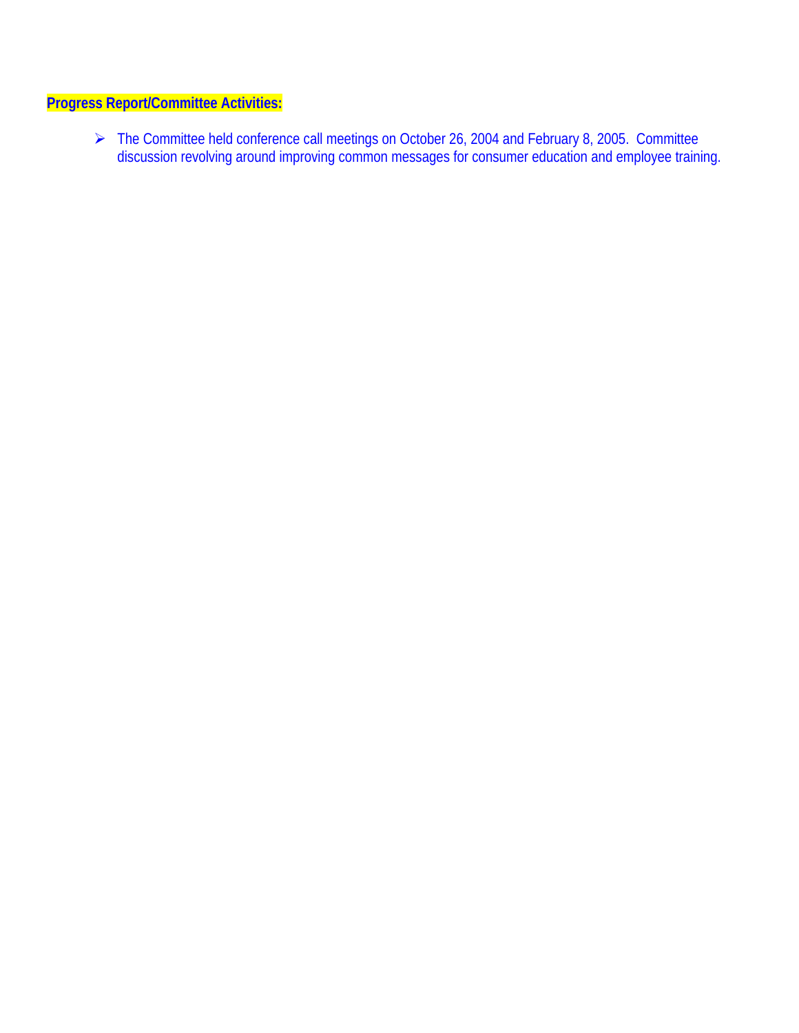**Progress Report/Committee Activities:**

- The Committee held conference call meetings on October 26, 2004 and February 8, 2005. Committee discussion revolving around improving common messages for consumer education and employee training.